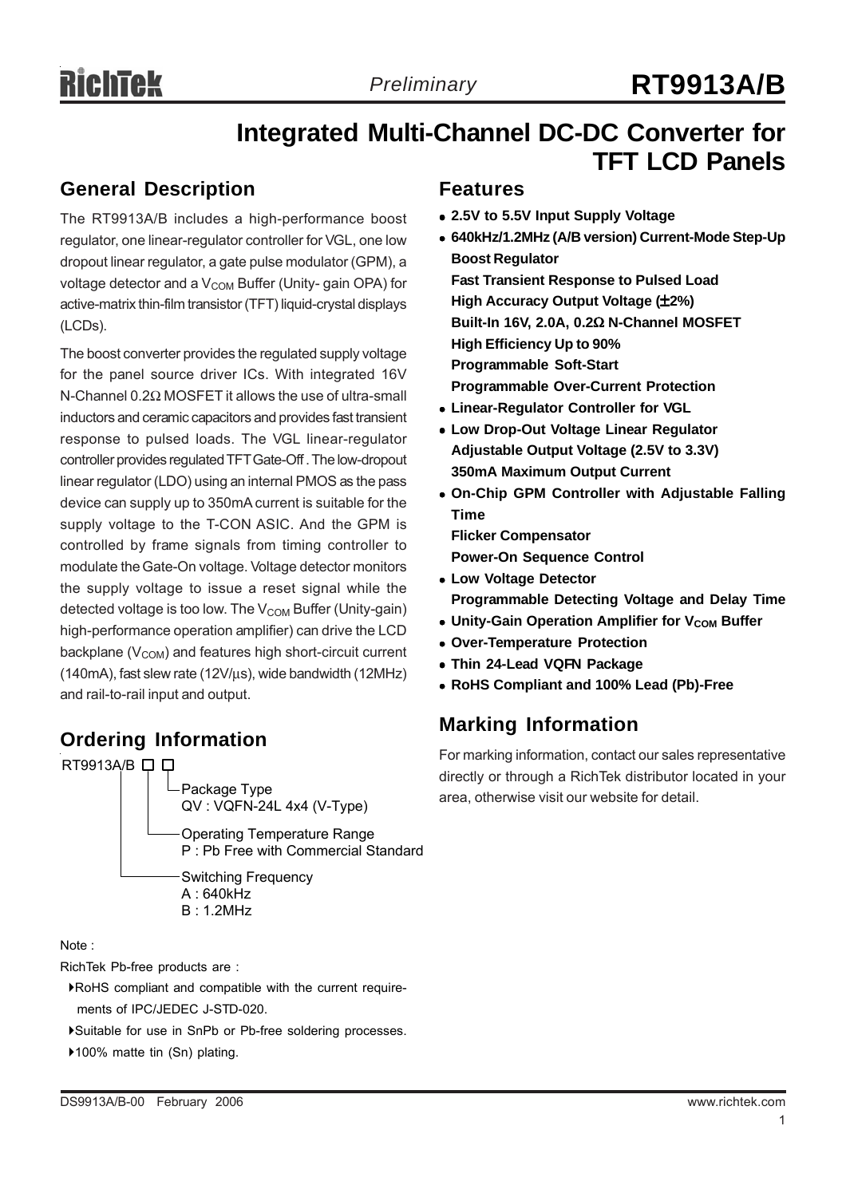# Integrated Multi-Channel DC-DC Converter for TFT LCD Panels

## General Description

The RT9913A/B includes a high-performance boost regulator, one linear-regulator controller for VGL, one low dropout linear regulator, a gate pulse modulator (GPM), a voltage detector and a $V_{COM}$ Buffer (Unity- gain OPA) for active-matrix thin-film transistor (TFT) liquid-crystal displays (LCDs).

The boost converter provides the regulated supply voltage for the panel source driver ICs. With integrated 16V N-Channel 0.2Ω MOSFET it allows the use of ultra-small inductors and ceramic capacitors and provides fast transient response to pulsed loads. The VGL linear-regulator controller provides regulated TFT Gate-Off . The low-dropout linear regulator (LDO) using an internal PMOS as the pass device can supply up to 350mA current is suitable for the supply voltage to the T-CON ASIC. And the GPM is controlled by frame signals from timing controller to modulate the Gate-On voltage. Voltage detector monitors the supply voltage to issue a reset signal while the detected voltage is too low. The $V_{COM}$ Buffer (Unity-gain) high-performance operation amplifier) can drive the LCD backplane ($V_{COM}$) and features high short-circuit current (140mA), fast slew rate (12V/μs), wide bandwidth (12MHz) and rail-to-rail input and output.

## Ordering Information

RT9913A/B □ □

- Package Type
  QV : VQFN-24L 4x4 (V-Type)
- Operating Temperature Range
  P : Pb Free with Commercial Standard
- Switching Frequency
  A : 640kHz
  B : 1.2MHz

Note :

RichTek Pb-free products are :

- RoHS compliant and compatible with the current requirements of IPC/JEDEC J-STD-020.
- Suitable for use in SnPb or Pb-free soldering processes.
- 100% matte tin (Sn) plating.

## Features

- **2.5V to 5.5V Input Supply Voltage**
- **640kHz/1.2MHz (A/B version) Current-Mode Step-Up Boost Regulator**
  **Fast Transient Response to Pulsed Load**
  **High Accuracy Output Voltage (±2%)**
  **Built-In 16V, 2.0A, 0.2Ω N-Channel MOSFET**
  **High Efficiency Up to 90%**
  **Programmable Soft-Start**
  **Programmable Over-Current Protection**
- **Linear-Regulator Controller for VGL**
- **Low Drop-Out Voltage Linear Regulator**
  **Adjustable Output Voltage (2.5V to 3.3V)**
  **350mA Maximum Output Current**
- **On-Chip GPM Controller with Adjustable Falling Time**
  **Flicker Compensator**
  **Power-On Sequence Control**
- **Low Voltage Detector**
  **Programmable Detecting Voltage and Delay Time**
- **Unity-Gain Operation Amplifier for $V_{COM}$ Buffer**
- **Over-Temperature Protection**
- **Thin 24-Lead VQFN Package**
- **RoHS Compliant and 100% Lead (Pb)-Free**

## Marking Information

For marking information, contact our sales representative directly or through a RichTek distributor located in your area, otherwise visit our website for detail.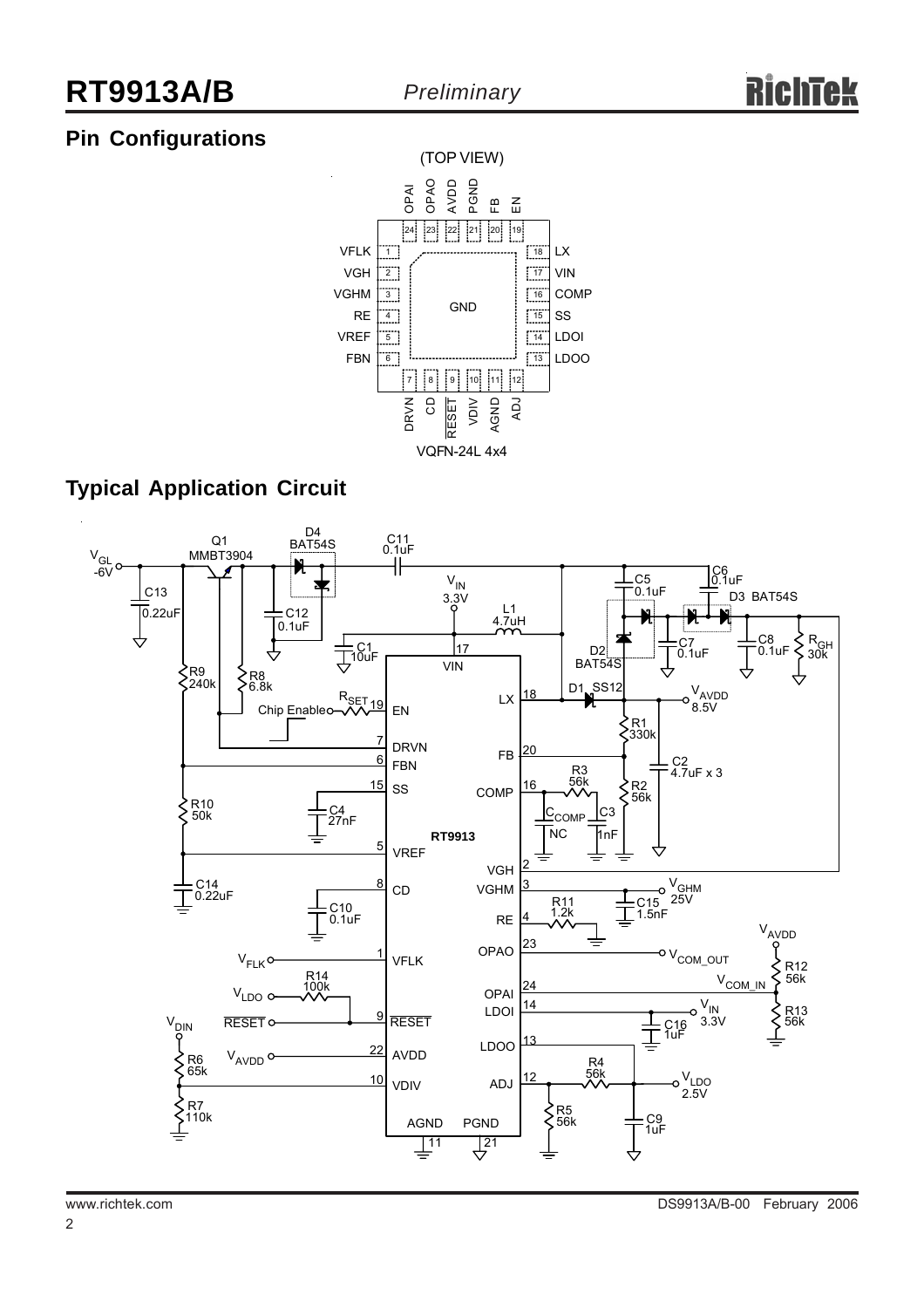## Pin Configurations

(TOP VIEW)

| Pin | Name | Pin | Name |
|---|---|---|---|
| 1 | VFLK | 13 | LDOO |
| 2 | VGH | 14 | LDOI |
| 3 | VGHM | 15 | SS |
| 4 | RE | 16 | COMP |
| 5 | VREF | 17 | VIN |
| 6 | FBN | 18 | LX |
| 7 | DRVN | 19 | EN |
| 8 | CD | 20 | FB |
| 9 | $\overline{RESET}$ | 21 | PGND |
| 10 | VDIV | 22 | AVDD |
| 11 | AGND | 23 | OPAO |
| 12 | ADJ | 24 | OPAI |

Exposed pad: GND

VQFN-24L 4x4

## Typical Application Circuit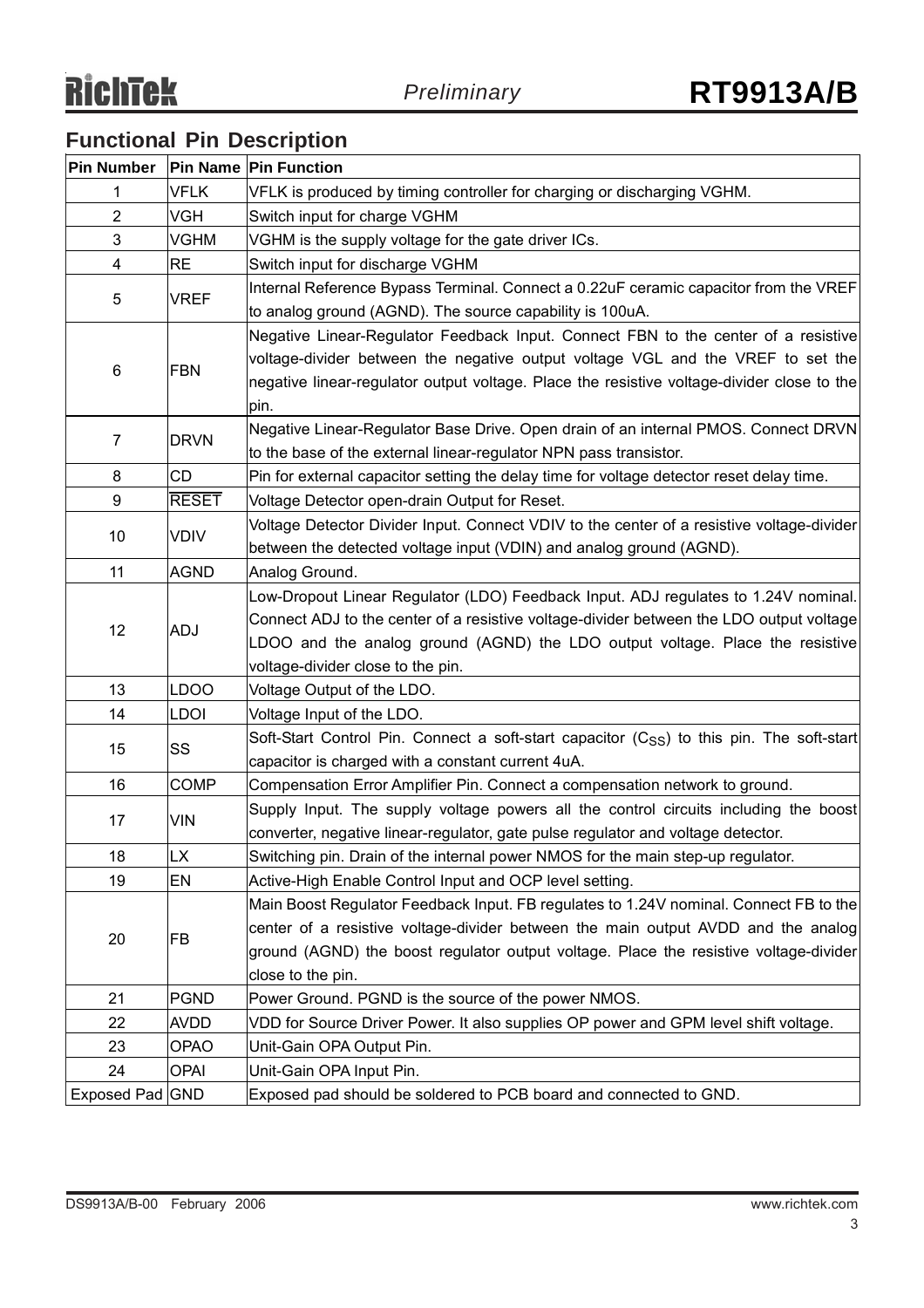## Functional Pin Description

| Pin Number | Pin Name | Pin Function |
|---|---|---|
| 1 | VFLK | VFLK is produced by timing controller for charging or discharging VGHM. |
| 2 | VGH | Switch input for charge VGHM |
| 3 | VGHM | VGHM is the supply voltage for the gate driver ICs. |
| 4 | RE | Switch input for discharge VGHM |
| 5 | VREF | Internal Reference Bypass Terminal. Connect a 0.22uF ceramic capacitor from the VREF to analog ground (AGND). The source capability is 100uA. |
| 6 | FBN | Negative Linear-Regulator Feedback Input. Connect FBN to the center of a resistive voltage-divider between the negative output voltage VGL and the VREF to set the negative linear-regulator output voltage. Place the resistive voltage-divider close to the pin. |
| 7 | DRVN | Negative Linear-Regulator Base Drive. Open drain of an internal PMOS. Connect DRVN to the base of the external linear-regulator NPN pass transistor. |
| 8 | CD | Pin for external capacitor setting the delay time for voltage detector reset delay time. |
| 9 | $\overline{\text{RESET}}$ | Voltage Detector open-drain Output for Reset. |
| 10 | VDIV | Voltage Detector Divider Input. Connect VDIV to the center of a resistive voltage-divider between the detected voltage input (VDIN) and analog ground (AGND). |
| 11 | AGND | Analog Ground. |
| 12 | ADJ | Low-Dropout Linear Regulator (LDO) Feedback Input. ADJ regulates to 1.24V nominal. Connect ADJ to the center of a resistive voltage-divider between the LDO output voltage LDOO and the analog ground (AGND) the LDO output voltage. Place the resistive voltage-divider close to the pin. |
| 13 | LDOO | Voltage Output of the LDO. |
| 14 | LDOI | Voltage Input of the LDO. |
| 15 | SS | Soft-Start Control Pin. Connect a soft-start capacitor ($C_{SS}$) to this pin. The soft-start capacitor is charged with a constant current 4uA. |
| 16 | COMP | Compensation Error Amplifier Pin. Connect a compensation network to ground. |
| 17 | VIN | Supply Input. The supply voltage powers all the control circuits including the boost converter, negative linear-regulator, gate pulse regulator and voltage detector. |
| 18 | LX | Switching pin. Drain of the internal power NMOS for the main step-up regulator. |
| 19 | EN | Active-High Enable Control Input and OCP level setting. |
| 20 | FB | Main Boost Regulator Feedback Input. FB regulates to 1.24V nominal. Connect FB to the center of a resistive voltage-divider between the main output AVDD and the analog ground (AGND) the boost regulator output voltage. Place the resistive voltage-divider close to the pin. |
| 21 | PGND | Power Ground. PGND is the source of the power NMOS. |
| 22 | AVDD | VDD for Source Driver Power. It also supplies OP power and GPM level shift voltage. |
| 23 | OPAO | Unit-Gain OPA Output Pin. |
| 24 | OPAI | Unit-Gain OPA Input Pin. |
| Exposed Pad | GND | Exposed pad should be soldered to PCB board and connected to GND. |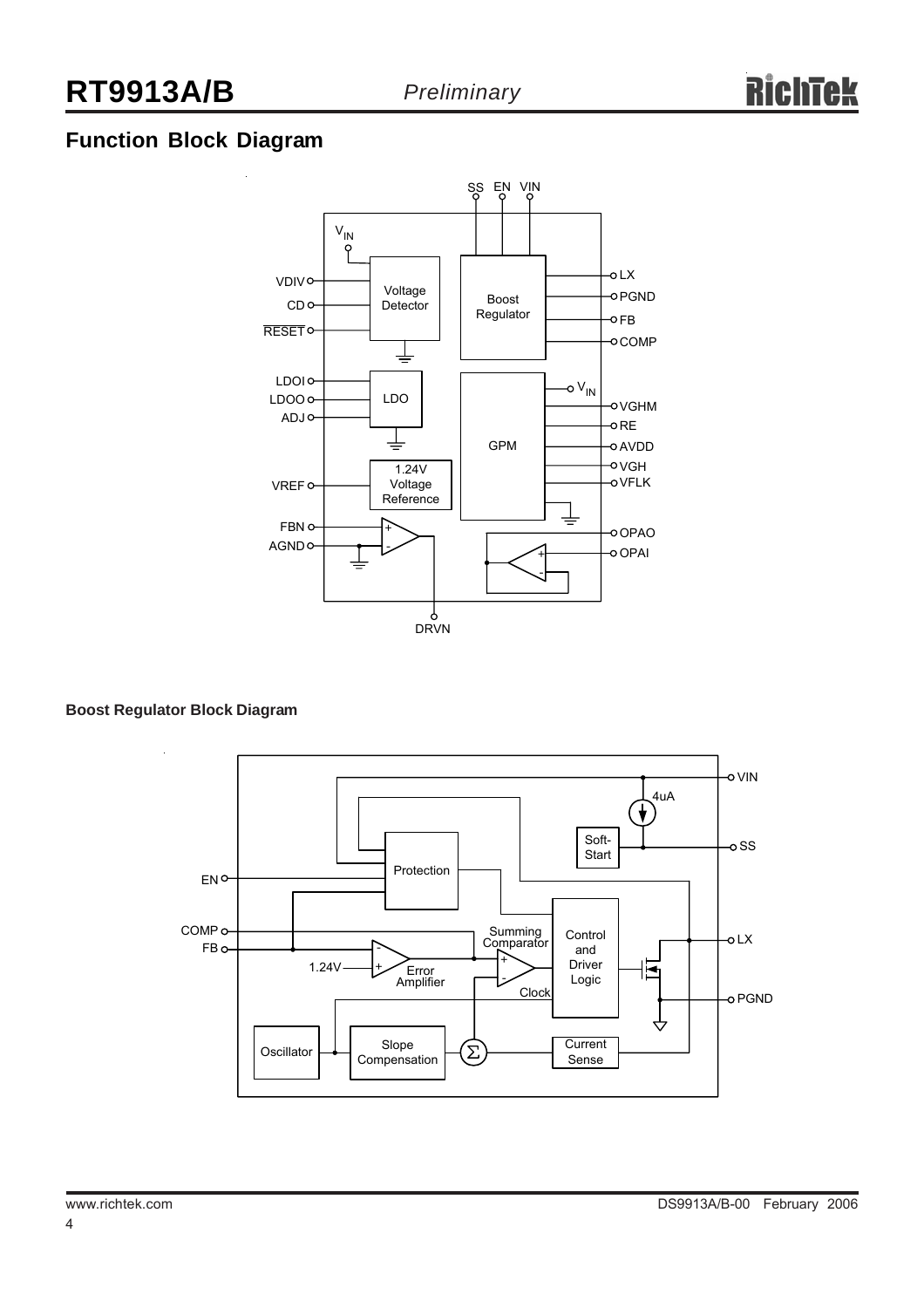## Function Block Diagram

### Boost Regulator Block Diagram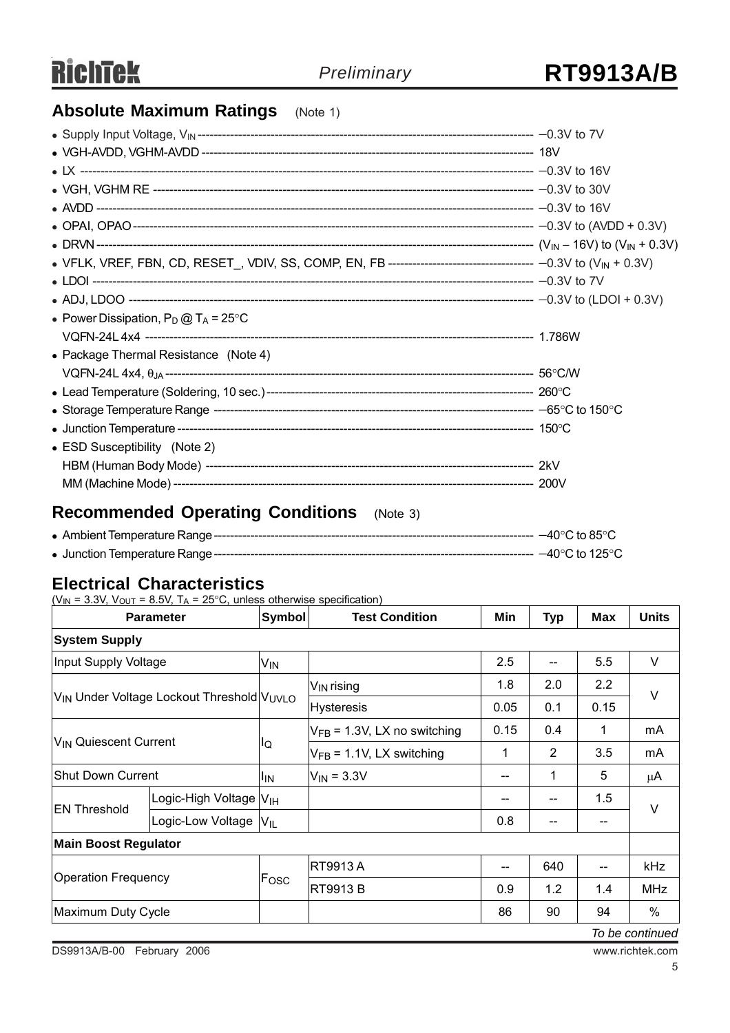## Absolute Maximum Ratings (Note 1)

- Supply Input Voltage, $V_{IN}$ ---------- −0.3V to 7V
- VGH-AVDD, VGHM-AVDD ---------- 18V
- LX ---------- −0.3V to 16V
- VGH, VGHM RE ---------- −0.3V to 30V
- AVDD ---------- −0.3V to 16V
- OPAI, OPAO ---------- −0.3V to (AVDD + 0.3V)
- DRVN ---------- ($V_{IN}$ − 16V) to ($V_{IN}$ + 0.3V)
- VFLK, VREF, FBN, CD, RESET_, VDIV, SS, COMP, EN, FB ---------- −0.3V to ($V_{IN}$ + 0.3V)
- LDOI ---------- −0.3V to 7V
- ADJ, LDOO ---------- −0.3V to (LDOI + 0.3V)
- Power Dissipation, $P_D$ @ $T_A$ = 25°C
  VQFN-24L 4x4 ---------- 1.786W
- Package Thermal Resistance (Note 4)
  VQFN-24L 4x4, $\theta_{JA}$ ---------- 56°C/W
- Lead Temperature (Soldering, 10 sec.) ---------- 260°C
- Storage Temperature Range ---------- −65°C to 150°C
- Junction Temperature ---------- 150°C
- ESD Susceptibility (Note 2)
  HBM (Human Body Mode) ---------- 2kV
  MM (Machine Mode) ---------- 200V

## Recommended Operating Conditions (Note 3)

- Ambient Temperature Range ---------- −40°C to 85°C
- Junction Temperature Range ---------- −40°C to 125°C

## Electrical Characteristics

($V_{IN}$ = 3.3V, $V_{OUT}$ = 8.5V, $T_A$ = 25°C, unless otherwise specification)

| Parameter | | Symbol | Test Condition | Min | Typ | Max | Units |
|---|---|---|---|---|---|---|---|
| **System Supply** | | | | | | | |
| Input Supply Voltage | | $V_{IN}$ | | 2.5 | -- | 5.5 | V |
| $V_{IN}$ Under Voltage Lockout Threshold | | $V_{UVLO}$ | $V_{IN}$ rising | 1.8 | 2.0 | 2.2 | V |
| | | | Hysteresis | 0.05 | 0.1 | 0.15 | |
| $V_{IN}$ Quiescent Current | | $I_Q$ | $V_{FB}$ = 1.3V, LX no switching | 0.15 | 0.4 | 1 | mA |
| | | | $V_{FB}$ = 1.1V, LX switching | 1 | 2 | 3.5 | mA |
| Shut Down Current | | $I_{IN}$ | $V_{IN}$ = 3.3V | -- | 1 | 5 | μA |
| EN Threshold | Logic-High Voltage | $V_{IH}$ | | -- | -- | 1.5 | V |
| | Logic-Low Voltage | $V_{IL}$ | | 0.8 | -- | -- | |
| **Main Boost Regulator** | | | | | | | |
| Operation Frequency | | $F_{OSC}$ | RT9913 A | -- | 640 | -- | kHz |
| | | | RT9913 B | 0.9 | 1.2 | 1.4 | MHz |
| Maximum Duty Cycle | | | | 86 | 90 | 94 | % |

*To be continued*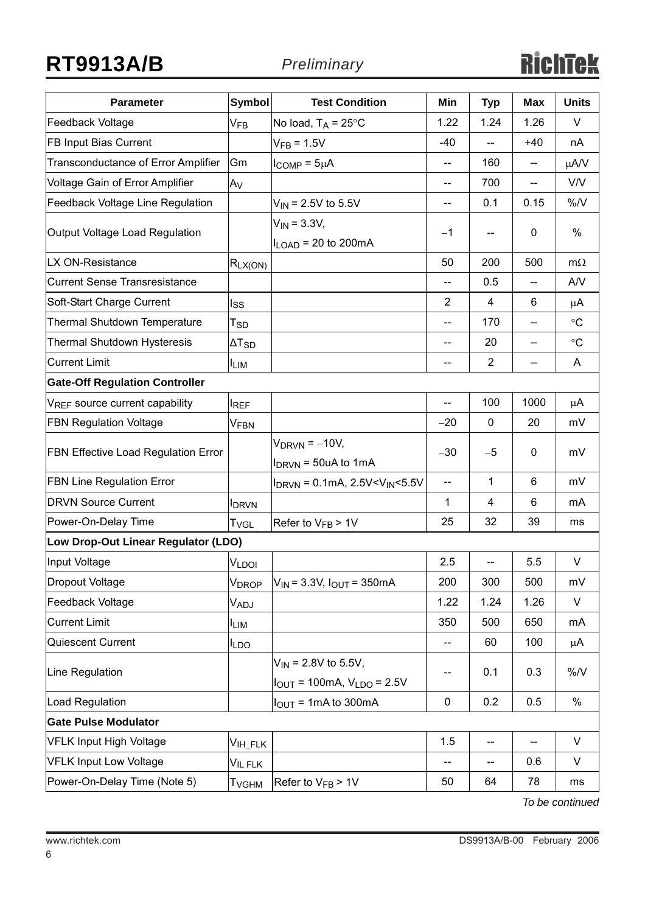| Parameter | Symbol | Test Condition | Min | Typ | Max | Units |
|---|---|---|---|---|---|---|
| Feedback Voltage | $V_{FB}$ | No load, $T_A$ = 25°C | 1.22 | 1.24 | 1.26 | V |
| FB Input Bias Current | | $V_{FB}$ = 1.5V | -40 | -- | +40 | nA |
| Transconductance of Error Amplifier | Gm | $I_{COMP}$ = 5μA | -- | 160 | -- | μA/V |
| Voltage Gain of Error Amplifier | $A_V$ | | -- | 700 | -- | V/V |
| Feedback Voltage Line Regulation | | $V_{IN}$ = 2.5V to 5.5V | -- | 0.1 | 0.15 | %/V |
| Output Voltage Load Regulation | | $V_{IN}$ = 3.3V, $I_{LOAD}$ = 20 to 200mA | −1 | -- | 0 | % |
| LX ON-Resistance | $R_{LX(ON)}$ | | 50 | 200 | 500 | mΩ |
| Current Sense Transresistance | | | -- | 0.5 | -- | A/V |
| Soft-Start Charge Current | $I_{SS}$ | | 2 | 4 | 6 | μA |
| Thermal Shutdown Temperature | $T_{SD}$ | | -- | 170 | -- | °C |
| Thermal Shutdown Hysteresis | $\Delta T_{SD}$ | | -- | 20 | -- | °C |
| Current Limit | $I_{LIM}$ | | -- | 2 | -- | A |
| **Gate-Off Regulation Controller** | | | | | | |
| $V_{REF}$ source current capability | $I_{REF}$ | | -- | 100 | 1000 | μA |
| FBN Regulation Voltage | $V_{FBN}$ | | −20 | 0 | 20 | mV |
| FBN Effective Load Regulation Error | | $V_{DRVN}$ = −10V, $I_{DRVN}$ = 50uA to 1mA | −30 | −5 | 0 | mV |
| FBN Line Regulation Error | | $I_{DRVN}$ = 0.1mA, 2.5V<$V_{IN}$<5.5V | -- | 1 | 6 | mV |
| DRVN Source Current | $I_{DRVN}$ | | 1 | 4 | 6 | mA |
| Power-On-Delay Time | $T_{VGL}$ | Refer to $V_{FB}$ > 1V | 25 | 32 | 39 | ms |
| **Low Drop-Out Linear Regulator (LDO)** | | | | | | |
| Input Voltage | $V_{LDOI}$ | | 2.5 | -- | 5.5 | V |
| Dropout Voltage | $V_{DROP}$ | $V_{IN}$ = 3.3V, $I_{OUT}$ = 350mA | 200 | 300 | 500 | mV |
| Feedback Voltage | $V_{ADJ}$ | | 1.22 | 1.24 | 1.26 | V |
| Current Limit | $I_{LIM}$ | | 350 | 500 | 650 | mA |
| Quiescent Current | $I_{LDO}$ | | -- | 60 | 100 | μA |
| Line Regulation | | $V_{IN}$ = 2.8V to 5.5V, $I_{OUT}$ = 100mA, $V_{LDO}$ = 2.5V | -- | 0.1 | 0.3 | %/V |
| Load Regulation | | $I_{OUT}$ = 1mA to 300mA | 0 | 0.2 | 0.5 | % |
| **Gate Pulse Modulator** | | | | | | |
| VFLK Input High Voltage | $V_{IH\_FLK}$ | | 1.5 | -- | -- | V |
| VFLK Input Low Voltage | $V_{IL\_FLK}$ | | -- | -- | 0.6 | V |
| Power-On-Delay Time (Note 5) | $T_{VGHM}$ | Refer to $V_{FB}$ > 1V | 50 | 64 | 78 | ms |

*To be continued*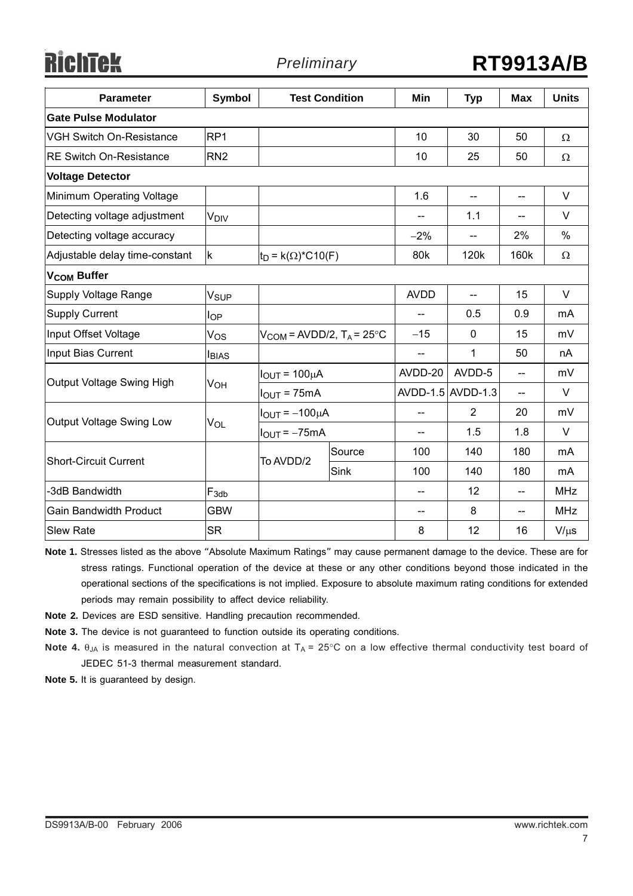| Parameter | Symbol | Test Condition | | Min | Typ | Max | Units |
|---|---|---|---|---|---|---|---|
| **Gate Pulse Modulator** | | | | | | | |
| VGH Switch On-Resistance | RP1 | | | 10 | 30 | 50 | Ω |
| RE Switch On-Resistance | RN2 | | | 10 | 25 | 50 | Ω |
| **Voltage Detector** | | | | | | | |
| Minimum Operating Voltage | | | | 1.6 | -- | -- | V |
| Detecting voltage adjustment | $V_{DIV}$ | | | -- | 1.1 | -- | V |
| Detecting voltage accuracy | | | | −2% | -- | 2% | % |
| Adjustable delay time-constant | k | $t_D$ = k(Ω)*C10(F) | | 80k | 120k | 160k | Ω |
| **$V_{COM}$ Buffer** | | | | | | | |
| Supply Voltage Range | $V_{SUP}$ | | | AVDD | -- | 15 | V |
| Supply Current | $I_{OP}$ | | | -- | 0.5 | 0.9 | mA |
| Input Offset Voltage | $V_{OS}$ | $V_{COM}$ = AVDD/2, $T_A$ = 25°C | | −15 | 0 | 15 | mV |
| Input Bias Current | $I_{BIAS}$ | | | -- | 1 | 50 | nA |
| Output Voltage Swing High | $V_{OH}$ | $I_{OUT}$ = 100μA | | AVDD-20 | AVDD-5 | -- | mV |
| | | $I_{OUT}$ = 75mA | | AVDD-1.5 | AVDD-1.3 | -- | V |
| Output Voltage Swing Low | $V_{OL}$ | $I_{OUT}$ = −100μA | | -- | 2 | 20 | mV |
| | | $I_{OUT}$ = −75mA | | -- | 1.5 | 1.8 | V |
| Short-Circuit Current | | To AVDD/2 | Source | 100 | 140 | 180 | mA |
| | | | Sink | 100 | 140 | 180 | mA |
| -3dB Bandwidth | $F_{3db}$ | | | -- | 12 | -- | MHz |
| Gain Bandwidth Product | GBW | | | -- | 8 | -- | MHz |
| Slew Rate | SR | | | 8 | 12 | 16 | V/μs |

**Note 1.** Stresses listed as the above "Absolute Maximum Ratings" may cause permanent damage to the device. These are for stress ratings. Functional operation of the device at these or any other conditions beyond those indicated in the operational sections of the specifications is not implied. Exposure to absolute maximum rating conditions for extended periods may remain possibility to affect device reliability.

**Note 2.** Devices are ESD sensitive. Handling precaution recommended.

**Note 3.** The device is not guaranteed to function outside its operating conditions.

**Note 4.** $\theta_{JA}$ is measured in the natural convection at $T_A$ = 25°C on a low effective thermal conductivity test board of JEDEC 51-3 thermal measurement standard.

**Note 5.** It is guaranteed by design.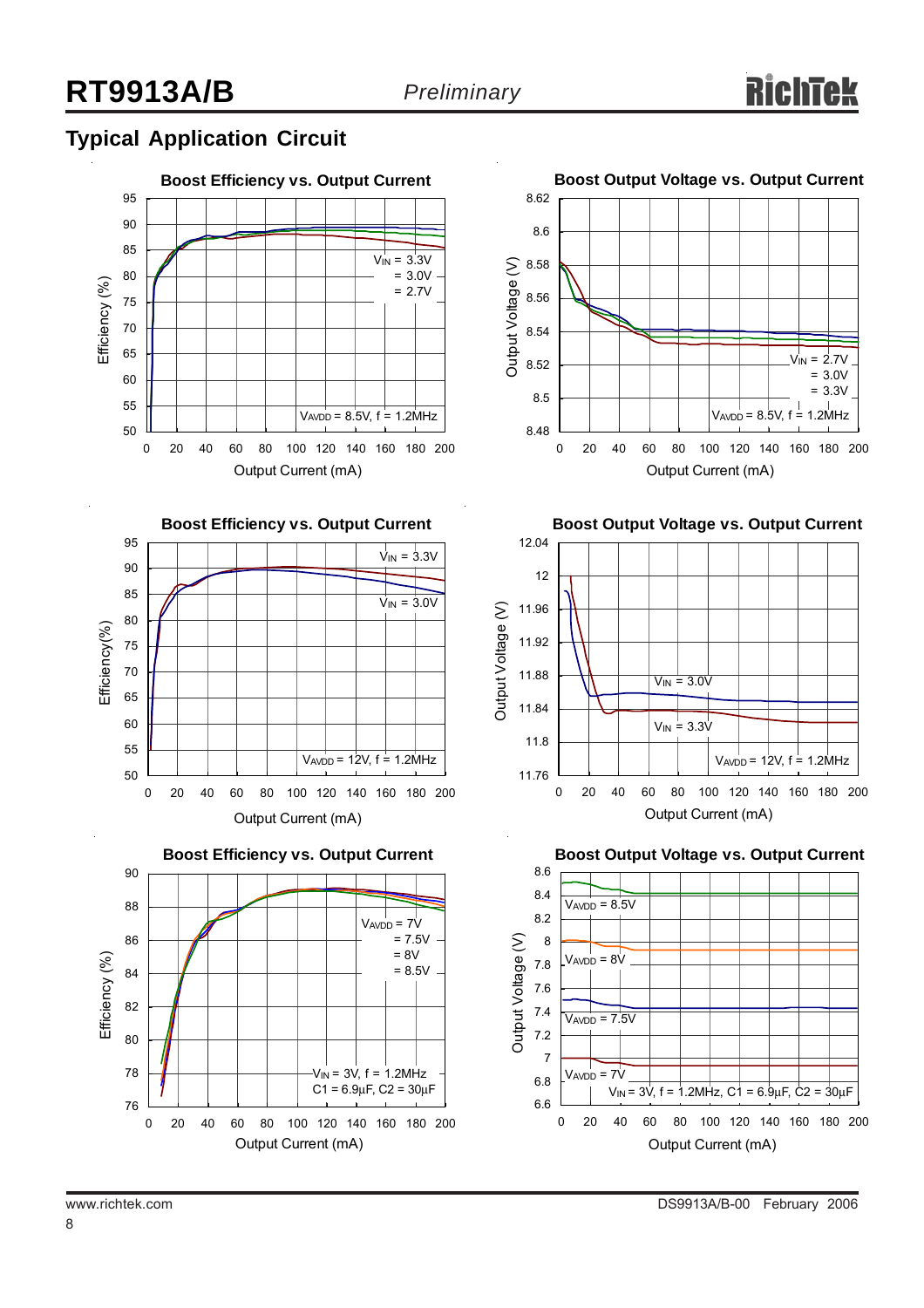## Typical Application Circuit

**Boost Efficiency vs. Output Current**

Efficiency (%) vs. Output Current (mA); $V_{IN}$ = 3.3V, = 3.0V, = 2.7V; $V_{AVDD}$ = 8.5V, f = 1.2MHz

**Boost Output Voltage vs. Output Current**

Output Voltage (V) vs. Output Current (mA); $V_{IN}$ = 2.7V, = 3.0V, = 3.3V; $V_{AVDD}$ = 8.5V, f = 1.2MHz

**Boost Efficiency vs. Output Current**

Efficiency(%) vs. Output Current (mA); $V_{IN}$ = 3.3V, $V_{IN}$ = 3.0V; $V_{AVDD}$ = 12V, f = 1.2MHz

**Boost Output Voltage vs. Output Current**

Output Voltage (V) vs. Output Current (mA); $V_{IN}$ = 3.0V, $V_{IN}$ = 3.3V; $V_{AVDD}$ = 12V, f = 1.2MHz

**Boost Efficiency vs. Output Current**

Efficiency (%) vs. Output Current (mA); $V_{AVDD}$ = 7V, = 7.5V, = 8V, = 8.5V; $V_{IN}$ = 3V, f = 1.2MHz, C1 = 6.9μF, C2 = 30μF

**Boost Output Voltage vs. Output Current**

Output Voltage (V) vs. Output Current (mA); $V_{AVDD}$ = 8.5V, $V_{AVDD}$ = 8V, $V_{AVDD}$ = 7.5V, $V_{AVDD}$ = 7V; $V_{IN}$ = 3V, f = 1.2MHz, C1 = 6.9μF, C2 = 30μF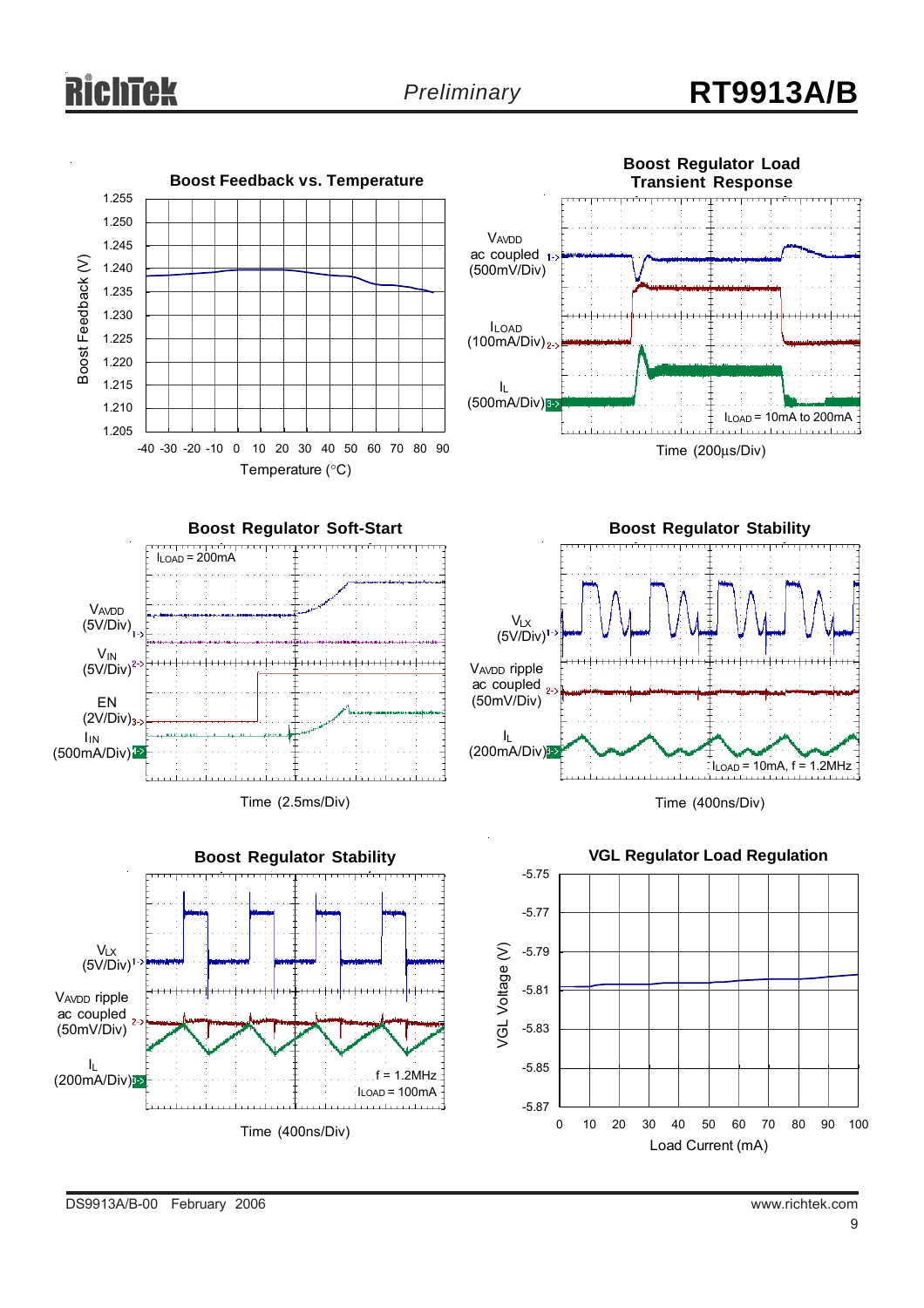**Boost Feedback vs. Temperature**

Boost Feedback (V)

1.255
1.250
1.245
1.240
1.235
1.230
1.225
1.220
1.215
1.210
1.205

-40 -30 -20 -10 0 10 20 30 40 50 60 70 80 90

Temperature (°C)

**Boost Regulator Load Transient Response**

$V_{AVDD}$ ac coupled (500mV/Div)

$I_{LOAD}$ (100mA/Div)

$I_L$ (500mA/Div)

$I_{LOAD}$ = 10mA to 200mA

Time (200μs/Div)

**Boost Regulator Soft-Start**

$I_{LOAD}$ = 200mA

$V_{AVDD}$ (5V/Div)

$V_{IN}$ (5V/Div)

EN (2V/Div)

$I_{IN}$ (500mA/Div)

Time (2.5ms/Div)

**Boost Regulator Stability**

$V_{LX}$ (5V/Div)

$V_{AVDD}$ ripple ac coupled (50mV/Div)

$I_L$ (200mA/Div)

$I_{LOAD}$ = 10mA, f = 1.2MHz

Time (400ns/Div)

**Boost Regulator Stability**

$V_{LX}$ (5V/Div)

$V_{AVDD}$ ripple ac coupled (50mV/Div)

$I_L$ (200mA/Div)

f = 1.2MHz
$I_{LOAD}$ = 100mA

Time (400ns/Div)

**VGL Regulator Load Regulation**

VGL Voltage (V)

-5.75
-5.77
-5.79
-5.81
-5.83
-5.85
-5.87

0 10 20 30 40 50 60 70 80 90 100

Load Current (mA)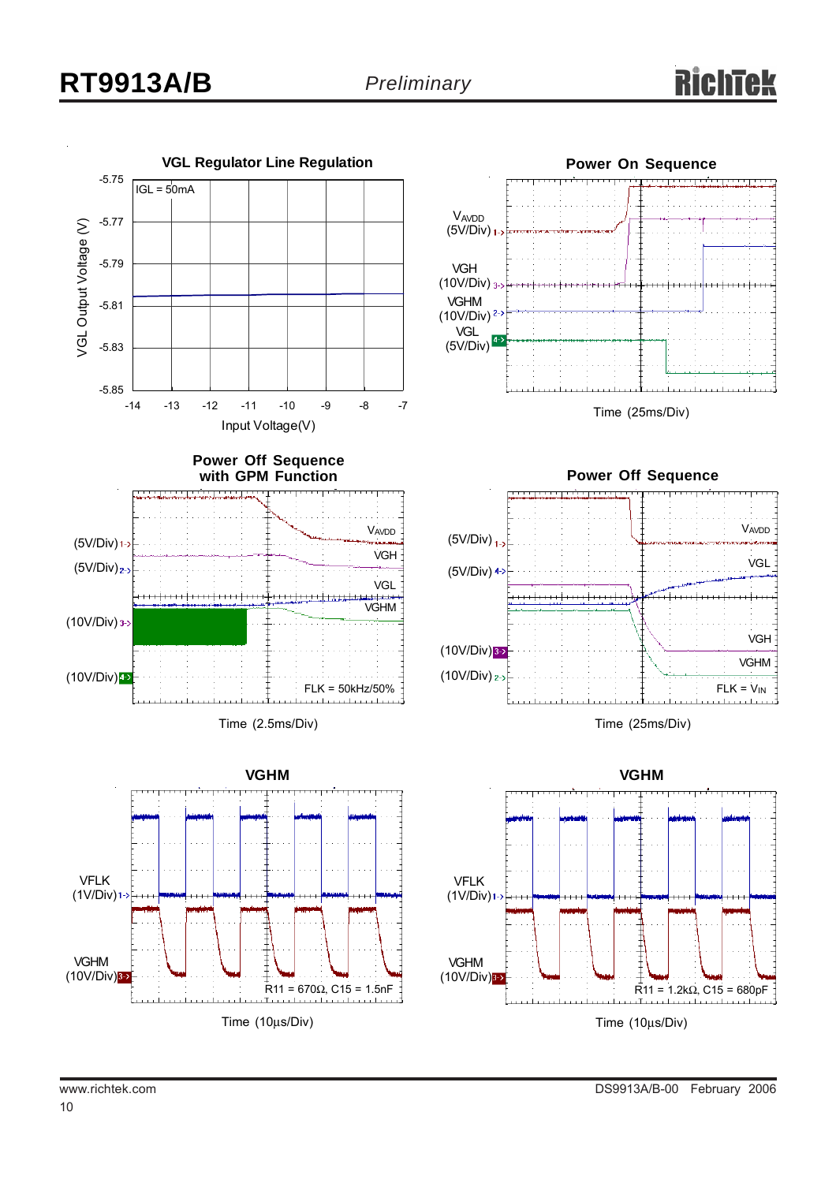**VGL Regulator Line Regulation**

IGL = 50mA

VGL Output Voltage (V)

-5.75, -5.77, -5.79, -5.81, -5.83, -5.85

-14, -13, -12, -11, -10, -9, -8, -7

Input Voltage(V)

**Power On Sequence**

$V_{AVDD}$ (5V/Div)

VGH (10V/Div)

VGHM (10V/Div)

VGL (5V/Div)

Time (25ms/Div)

**Power Off Sequence with GPM Function**

(5V/Div) $V_{AVDD}$

(5V/Div) VGH

VGL

(10V/Div) VGHM

(10V/Div)

FLK = 50kHz/50%

Time (2.5ms/Div)

**Power Off Sequence**

(5V/Div) $V_{AVDD}$

(5V/Div) VGL

(10V/Div) VGH

(10V/Div) VGHM

FLK = $V_{IN}$

Time (25ms/Div)

**VGHM**

VFLK (1V/Div)

VGHM (10V/Div)

R11 = 670Ω, C15 = 1.5nF

Time (10μs/Div)

**VGHM**

VFLK (1V/Div)

VGHM (10V/Div)

R11 = 1.2kΩ, C15 = 680pF

Time (10μs/Div)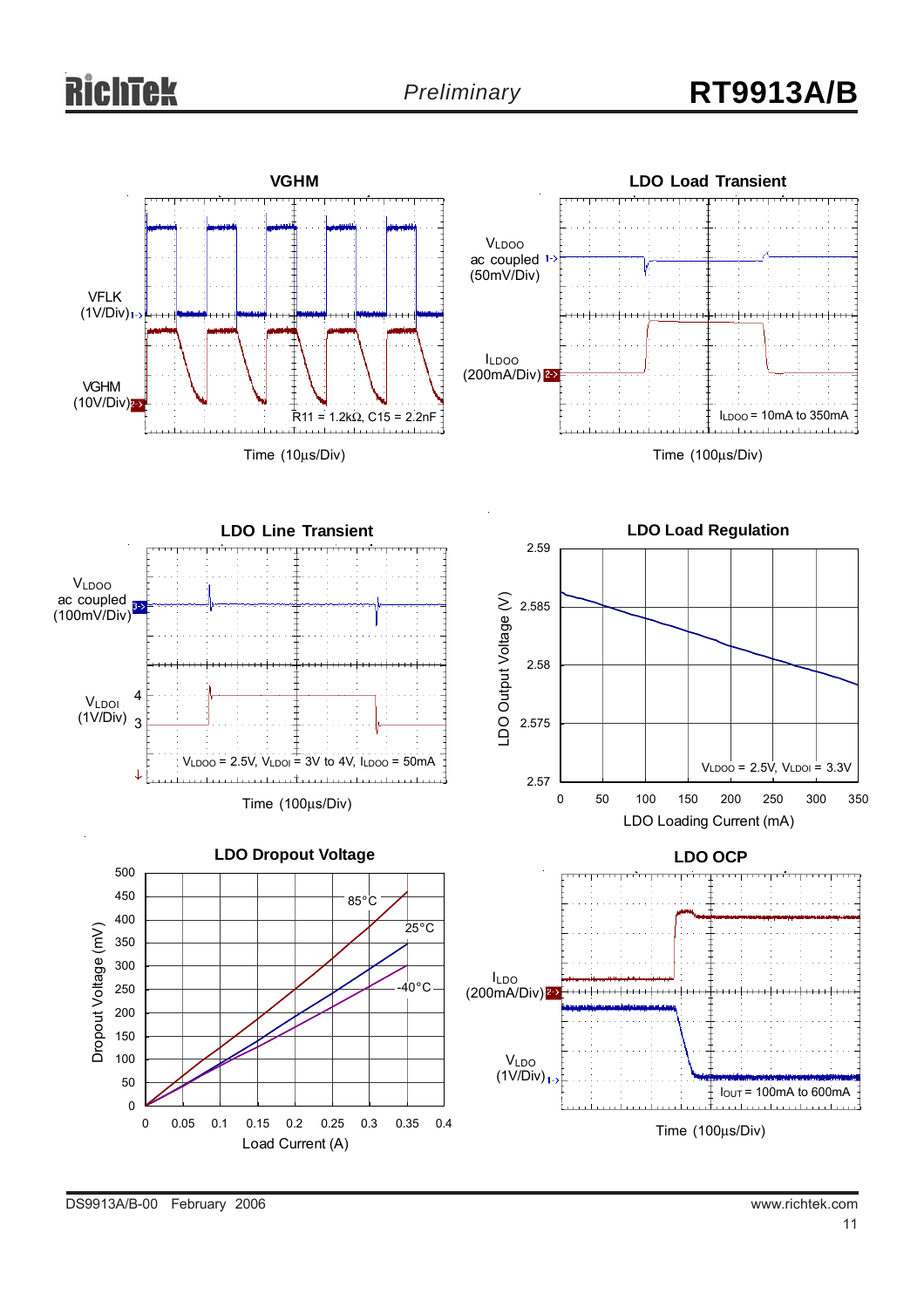**VGHM**

VFLK (1V/Div)

VGHM (10V/Div)

R11 = 1.2kΩ, C15 = 2.2nF

Time (10μs/Div)

**LDO Load Transient**

$V_{LDOO}$ ac coupled (50mV/Div)

$I_{LDOO}$ (200mA/Div)

$I_{LDOO}$ = 10mA to 350mA

Time (100μs/Div)

**LDO Line Transient**

$V_{LDOO}$ ac coupled (100mV/Div)

$V_{LDOI}$ (1V/Div)

4

3

$V_{LDOO}$ = 2.5V, $V_{LDOI}$ = 3V to 4V, $I_{LDOO}$ = 50mA

Time (100μs/Div)

**LDO Load Regulation**

LDO Output Voltage (V)

2.59, 2.585, 2.58, 2.575, 2.57

$V_{LDOO}$ = 2.5V, $V_{LDOI}$ = 3.3V

0, 50, 100, 150, 200, 250, 300, 350

LDO Loading Current (mA)

**LDO Dropout Voltage**

Dropout Voltage (mV)

500, 450, 400, 350, 300, 250, 200, 150, 100, 50, 0

85°C

25°C

-40°C

0, 0.05, 0.1, 0.15, 0.2, 0.25, 0.3, 0.35, 0.4

Load Current (A)

**LDO OCP**

$I_{LDO}$ (200mA/Div)

$V_{LDO}$ (1V/Div)

$I_{OUT}$ = 100mA to 600mA

Time (100μs/Div)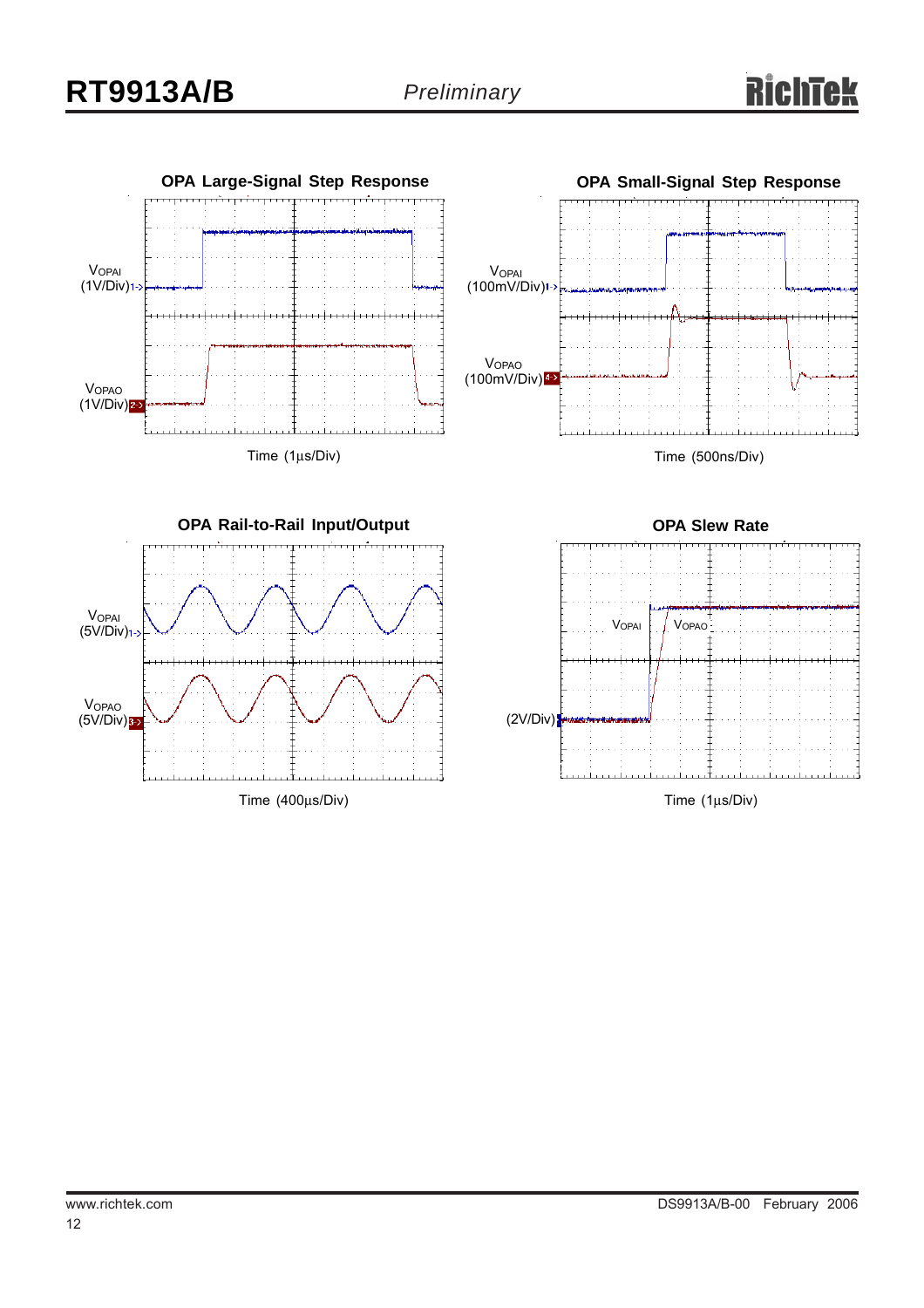**OPA Large-Signal Step Response**

$V_{OPAI}$ (1V/Div)

$V_{OPAO}$ (1V/Div)

Time (1μs/Div)

**OPA Small-Signal Step Response**

$V_{OPAI}$ (100mV/Div)

$V_{OPAO}$ (100mV/Div)

Time (500ns/Div)

**OPA Rail-to-Rail Input/Output**

$V_{OPAI}$ (5V/Div)

$V_{OPAO}$ (5V/Div)

Time (400μs/Div)

**OPA Slew Rate**

$V_{OPAI}$ $V_{OPAO}$

(2V/Div)

Time (1μs/Div)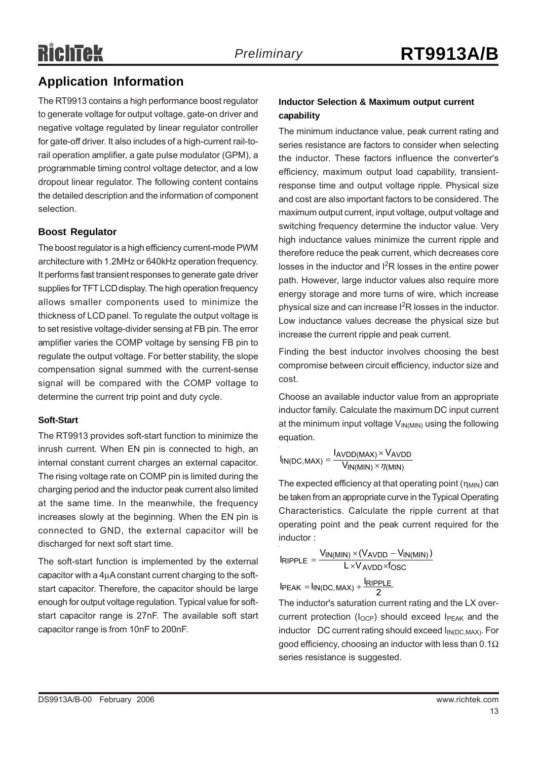## Application Information

The RT9913 contains a high performance boost regulator to generate voltage for output voltage, gate-on driver and negative voltage regulated by linear regulator controller for gate-off driver. It also includes of a high-current rail-to-rail operation amplifier, a gate pulse modulator (GPM), a programmable timing control voltage detector, and a low dropout linear regulator. The following content contains the detailed description and the information of component selection.

### Boost Regulator

The boost regulator is a high efficiency current-mode PWM architecture with 1.2MHz or 640kHz operation frequency. It performs fast transient responses to generate gate driver supplies for TFT LCD display. The high operation frequency allows smaller components used to minimize the thickness of LCD panel. To regulate the output voltage is to set resistive voltage-divider sensing at FB pin. The error amplifier varies the COMP voltage by sensing FB pin to regulate the output voltage. For better stability, the slope compensation signal summed with the current-sense signal will be compared with the COMP voltage to determine the current trip point and duty cycle.

#### Soft-Start

The RT9913 provides soft-start function to minimize the inrush current. When EN pin is connected to high, an internal constant current charges an external capacitor. The rising voltage rate on COMP pin is limited during the charging period and the inductor peak current also limited at the same time. In the meanwhile, the frequency increases slowly at the beginning. When the EN pin is connected to GND, the external capacitor will be discharged for next soft start time.

The soft-start function is implemented by the external capacitor with a 4μA constant current charging to the soft-start capacitor. Therefore, the capacitor should be large enough for output voltage regulation. Typical value for soft-start capacitor range is 27nF. The available soft start capacitor range is from 10nF to 200nF.

#### Inductor Selection & Maximum output current capability

The minimum inductance value, peak current rating and series resistance are factors to consider when selecting the inductor. These factors influence the converter's efficiency, maximum output load capability, transient-response time and output voltage ripple. Physical size and cost are also important factors to be considered. The maximum output current, input voltage, output voltage and switching frequency determine the inductor value. Very high inductance values minimize the current ripple and therefore reduce the peak current, which decreases core losses in the inductor and $I^2R$ losses in the entire power path. However, large inductor values also require more energy storage and more turns of wire, which increase physical size and can increase $I^2R$ losses in the inductor. Low inductance values decrease the physical size but increase the current ripple and peak current.

Finding the best inductor involves choosing the best compromise between circuit efficiency, inductor size and cost.

Choose an available inductor value from an appropriate inductor family. Calculate the maximum DC input current at the minimum input voltage $V_{IN(MIN)}$ using the following equation.

$$I_{IN(DC,MAX)} = \frac{I_{AVDD(MAX)} \times V_{AVDD}}{V_{IN(MIN)} \times \eta_{(MIN)}}$$

The expected efficiency at that operating point ($\eta_{MIN}$) can be taken from an appropriate curve in the Typical Operating Characteristics. Calculate the ripple current at that operating point and the peak current required for the inductor :

$$I_{RIPPLE} = \frac{V_{IN(MIN)} \times (V_{AVDD} - V_{IN(MIN)})}{L \times V_{AVDD} \times f_{OSC}}$$

$$I_{PEAK} = I_{IN(DC,MAX)} + \frac{I_{RIPPLE}}{2}$$

The inductor's saturation current rating and the LX over-current protection ($I_{OCP}$) should exceed $I_{PEAK}$ and the inductor DC current rating should exceed $I_{IN(DC,MAX)}$. For good efficiency, choosing an inductor with less than 0.1Ω series resistance is suggested.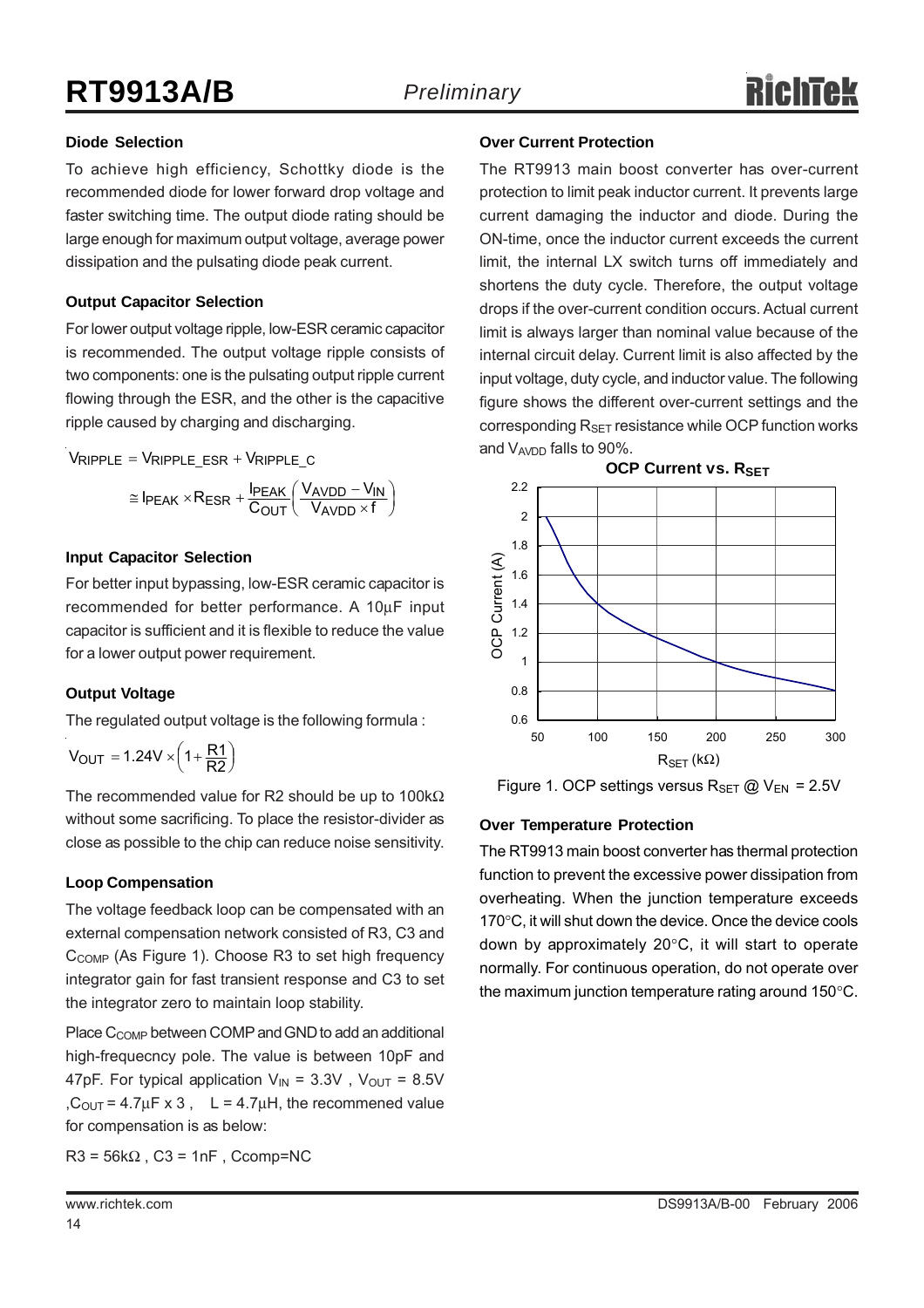### Diode Selection

To achieve high efficiency, Schottky diode is the recommended diode for lower forward drop voltage and faster switching time. The output diode rating should be large enough for maximum output voltage, average power dissipation and the pulsating diode peak current.

### Output Capacitor Selection

For lower output voltage ripple, low-ESR ceramic capacitor is recommended. The output voltage ripple consists of two components: one is the pulsating output ripple current flowing through the ESR, and the other is the capacitive ripple caused by charging and discharging.

$$V_{RIPPLE} = V_{RIPPLE\_ESR} + V_{RIPPLE\_C}$$

$$\cong I_{PEAK} \times R_{ESR} + \frac{I_{PEAK}}{C_{OUT}}\left(\frac{V_{AVDD} - V_{IN}}{V_{AVDD} \times f}\right)$$

### Input Capacitor Selection

For better input bypassing, low-ESR ceramic capacitor is recommended for better performance. A 10μF input capacitor is sufficient and it is flexible to reduce the value for a lower output power requirement.

### Output Voltage

The regulated output voltage is the following formula :

$$V_{OUT} = 1.24V \times \left(1 + \frac{R1}{R2}\right)$$

The recommended value for R2 should be up to 100kΩ without some sacrificing. To place the resistor-divider as close as possible to the chip can reduce noise sensitivity.

### Loop Compensation

The voltage feedback loop can be compensated with an external compensation network consisted of R3, C3 and $C_{COMP}$ (As Figure 1). Choose R3 to set high frequency integrator gain for fast transient response and C3 to set the integrator zero to maintain loop stability.

Place $C_{COMP}$ between COMP and GND to add an additional high-frequecncy pole. The value is between 10pF and 47pF. For typical application $V_{IN}$ = 3.3V , $V_{OUT}$ = 8.5V , $C_{OUT}$ = 4.7μF x 3 , L = 4.7μH, the recommened value for compensation is as below:

R3 = 56kΩ , C3 = 1nF , Ccomp=NC

### Over Current Protection

The RT9913 main boost converter has over-current protection to limit peak inductor current. It prevents large current damaging the inductor and diode. During the ON-time, once the inductor current exceeds the current limit, the internal LX switch turns off immediately and shortens the duty cycle. Therefore, the output voltage drops if the over-current condition occurs. Actual current limit is always larger than nominal value because of the internal circuit delay. Current limit is also affected by the input voltage, duty cycle, and inductor value. The following figure shows the different over-current settings and the corresponding $R_{SET}$ resistance while OCP function works and $V_{AVDD}$ falls to 90%.

**OCP Current vs. $R_{SET}$**

Figure 1. OCP settings versus $R_{SET}$ @ $V_{EN}$ = 2.5V

### Over Temperature Protection

The RT9913 main boost converter has thermal protection function to prevent the excessive power dissipation from overheating. When the junction temperature exceeds 170°C, it will shut down the device. Once the device cools down by approximately 20°C, it will start to operate normally. For continuous operation, do not operate over the maximum junction temperature rating around 150°C.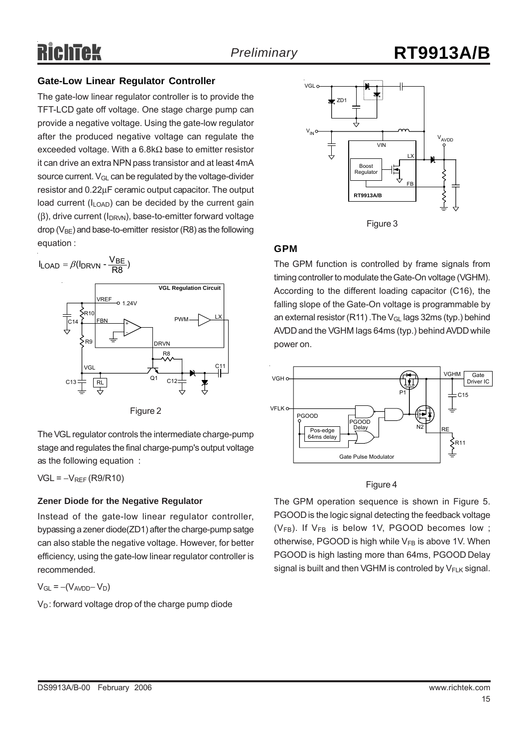### Gate-Low Linear Regulator Controller

The gate-low linear regulator controller is to provide the TFT-LCD gate off voltage. One stage charge pump can provide a negative voltage. Using the gate-low regulator after the produced negative voltage can regulate the exceeded voltage. With a 6.8kΩ base to emitter resistor it can drive an extra NPN pass transistor and at least 4mA source current. $V_{GL}$ can be regulated by the voltage-divider resistor and 0.22μF ceramic output capacitor. The output load current ($I_{LOAD}$) can be decided by the current gain (β), drive current ($I_{DRVN}$), base-to-emitter forward voltage drop ($V_{BE}$) and base-to-emitter resistor (R8) as the following equation :

$$I_{LOAD} = \beta(I_{DRVN} - \frac{V_{BE}}{R8})$$

Figure 2

The VGL regulator controls the intermediate charge-pump stage and regulates the final charge-pump's output voltage as the following equation :

$VGL = -V_{REF}$ (R9/R10)

#### Zener Diode for the Negative Regulator

Instead of the gate-low linear regulator controller, bypassing a zener diode(ZD1) after the charge-pump satge can also stable the negative voltage. However, for better efficiency, using the gate-low linear regulator controller is recommended.

$V_{GL} = -(V_{AVDD} - V_D)$

$V_D$ : forward voltage drop of the charge pump diode

Figure 3

### GPM

The GPM function is controlled by frame signals from timing controller to modulate the Gate-On voltage (VGHM). According to the different loading capacitor (C16), the falling slope of the Gate-On voltage is programmable by an external resistor (R11) .The $V_{GL}$ lags 32ms (typ.) behind AVDD and the VGHM lags 64ms (typ.) behind AVDD while power on.

Figure 4

The GPM operation sequence is shown in Figure 5. PGOOD is the logic signal detecting the feedback voltage ($V_{FB}$). If $V_{FB}$ is below 1V, PGOOD becomes low ; otherwise, PGOOD is high while $V_{FB}$ is above 1V. When PGOOD is high lasting more than 64ms, PGOOD Delay signal is built and then VGHM is controled by $V_{FLK}$ signal.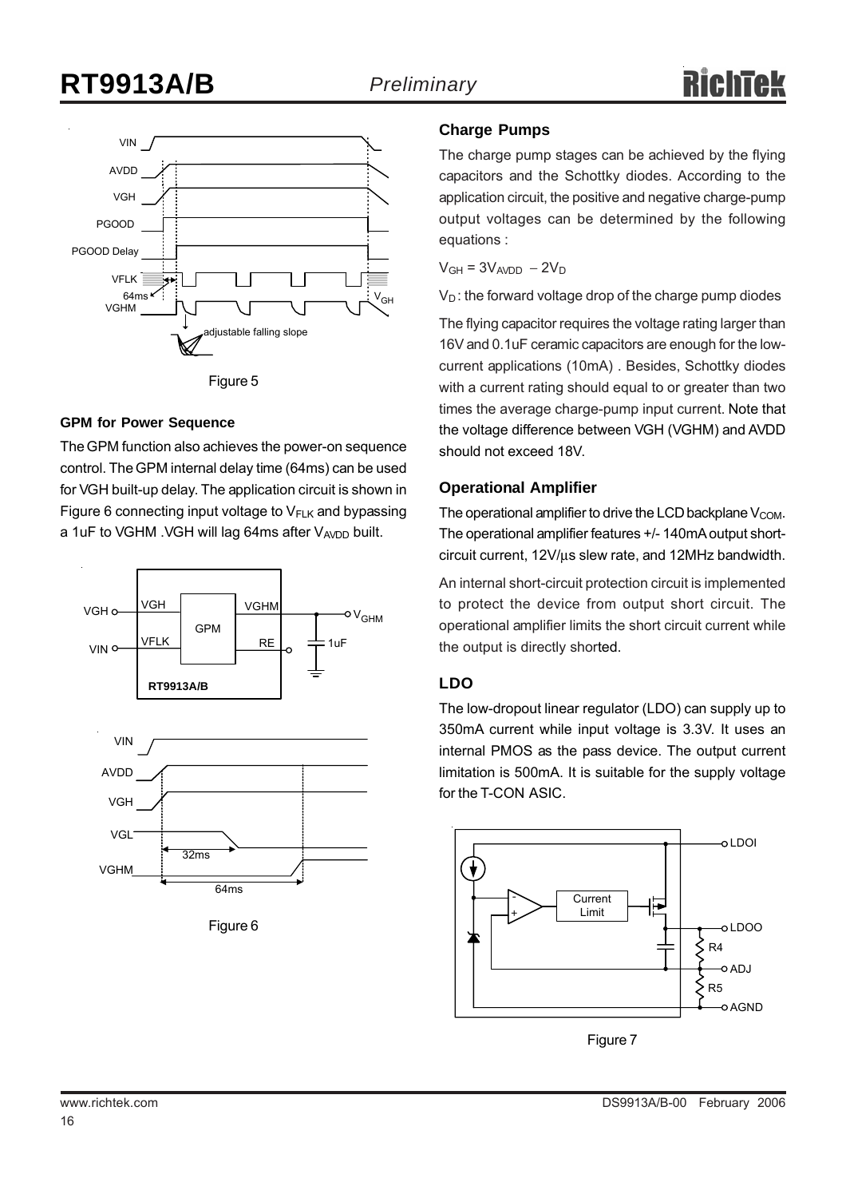Figure 5

### GPM for Power Sequence

The GPM function also achieves the power-on sequence control. The GPM internal delay time (64ms) can be used for VGH built-up delay. The application circuit is shown in Figure 6 connecting input voltage to $V_{FLK}$ and bypassing a 1uF to VGHM .VGH will lag 64ms after $V_{AVDD}$ built.

Figure 6

### Charge Pumps

The charge pump stages can be achieved by the flying capacitors and the Schottky diodes. According to the application circuit, the positive and negative charge-pump output voltages can be determined by the following equations :

$V_{GH} = 3V_{AVDD} - 2V_D$

$V_D$ : the forward voltage drop of the charge pump diodes

The flying capacitor requires the voltage rating larger than 16V and 0.1uF ceramic capacitors are enough for the low-current applications (10mA) . Besides, Schottky diodes with a current rating should equal to or greater than two times the average charge-pump input current. Note that the voltage difference between VGH (VGHM) and AVDD should not exceed 18V.

### Operational Amplifier

The operational amplifier to drive the LCD backplane $V_{COM}$. The operational amplifier features +/- 140mA output short-circuit current, 12V/μs slew rate, and 12MHz bandwidth.

An internal short-circuit protection circuit is implemented to protect the device from output short circuit. The operational amplifier limits the short circuit current while the output is directly shorted.

### LDO

The low-dropout linear regulator (LDO) can supply up to 350mA current while input voltage is 3.3V. It uses an internal PMOS as the pass device. The output current limitation is 500mA. It is suitable for the supply voltage for the T-CON ASIC.

Figure 7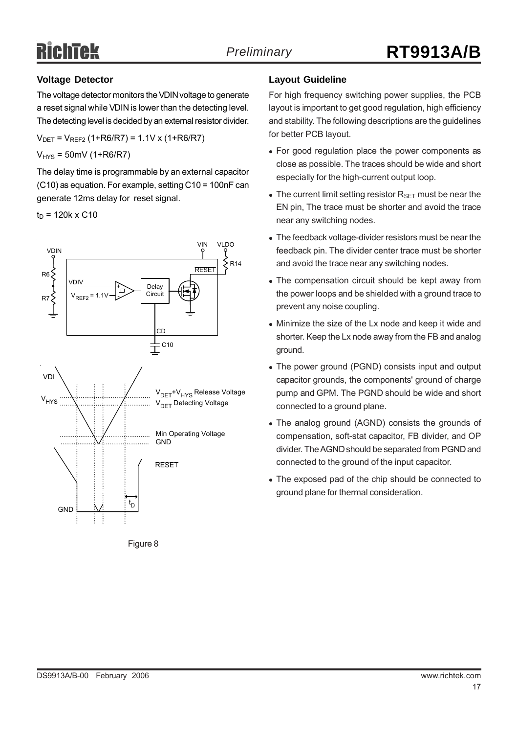### Voltage Detector

The voltage detector monitors the VDIN voltage to generate a reset signal while VDIN is lower than the detecting level. The detecting level is decided by an external resistor divider.

$V_{DET} = V_{REF2}$ (1+R6/R7) = 1.1V x (1+R6/R7)

$V_{HYS}$ = 50mV (1+R6/R7)

The delay time is programmable by an external capacitor (C10) as equation. For example, setting C10 = 100nF can generate 12ms delay for reset signal.

$t_D$ = 120k x C10

Figure 8

### Layout Guideline

For high frequency switching power supplies, the PCB layout is important to get good regulation, high efficiency and stability. The following descriptions are the guidelines for better PCB layout.

- For good regulation place the power components as close as possible. The traces should be wide and short especially for the high-current output loop.
- The current limit setting resistor $R_{SET}$ must be near the EN pin, The trace must be shorter and avoid the trace near any switching nodes.
- The feedback voltage-divider resistors must be near the feedback pin. The divider center trace must be shorter and avoid the trace near any switching nodes.
- The compensation circuit should be kept away from the power loops and be shielded with a ground trace to prevent any noise coupling.
- Minimize the size of the Lx node and keep it wide and shorter. Keep the Lx node away from the FB and analog ground.
- The power ground (PGND) consists input and output capacitor grounds, the components' ground of charge pump and GPM. The PGND should be wide and short connected to a ground plane.
- The analog ground (AGND) consists the grounds of compensation, soft-stat capacitor, FB divider, and OP divider. The AGND should be separated from PGND and connected to the ground of the input capacitor.
- The exposed pad of the chip should be connected to ground plane for thermal consideration.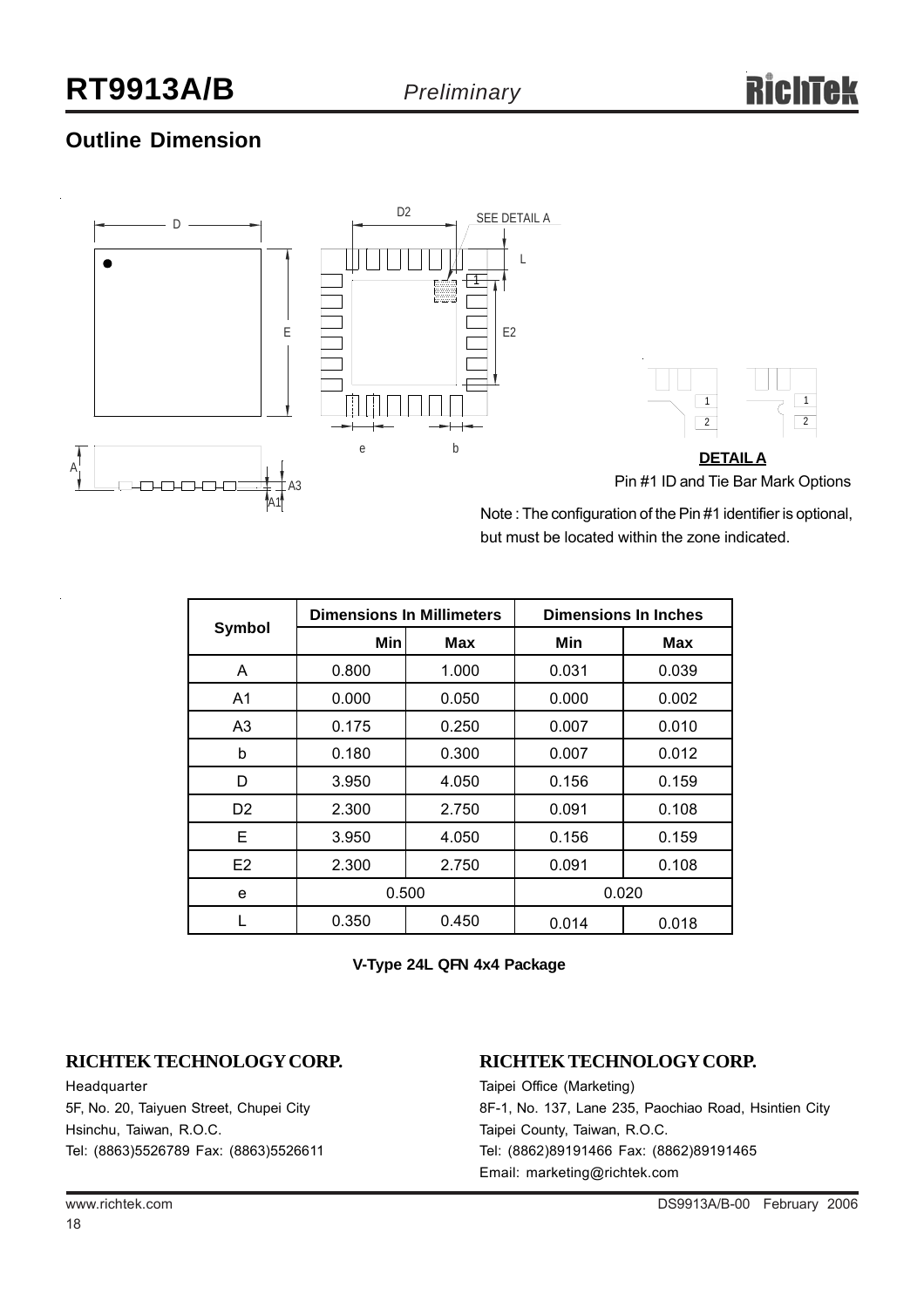## Outline Dimension

D2

SEE DETAIL A

D

E

L

E2

1

e

b

A

A3

A1

1
2

1
2

**DETAIL A**

Pin #1 ID and Tie Bar Mark Options

Note : The configuration of the Pin #1 identifier is optional, but must be located within the zone indicated.

| Symbol | Dimensions In Millimeters | | Dimensions In Inches | |
|---|---|---|---|---|
| | Min | Max | Min | Max |
| A | 0.800 | 1.000 | 0.031 | 0.039 |
| A1 | 0.000 | 0.050 | 0.000 | 0.002 |
| A3 | 0.175 | 0.250 | 0.007 | 0.010 |
| b | 0.180 | 0.300 | 0.007 | 0.012 |
| D | 3.950 | 4.050 | 0.156 | 0.159 |
| D2 | 2.300 | 2.750 | 0.091 | 0.108 |
| E | 3.950 | 4.050 | 0.156 | 0.159 |
| E2 | 2.300 | 2.750 | 0.091 | 0.108 |
| e | 0.500 | | 0.020 | |
| L | 0.350 | 0.450 | 0.014 | 0.018 |

**V-Type 24L QFN 4x4 Package**

**RICHTEK TECHNOLOGY CORP.**

Headquarter
5F, No. 20, Taiyuen Street, Chupei City
Hsinchu, Taiwan, R.O.C.
Tel: (8863)5526789 Fax: (8863)5526611

**RICHTEK TECHNOLOGY CORP.**

Taipei Office (Marketing)
8F-1, No. 137, Lane 235, Paochiao Road, Hsintien City
Taipei County, Taiwan, R.O.C.
Tel: (8862)89191466 Fax: (8862)89191465
Email: marketing@richtek.com